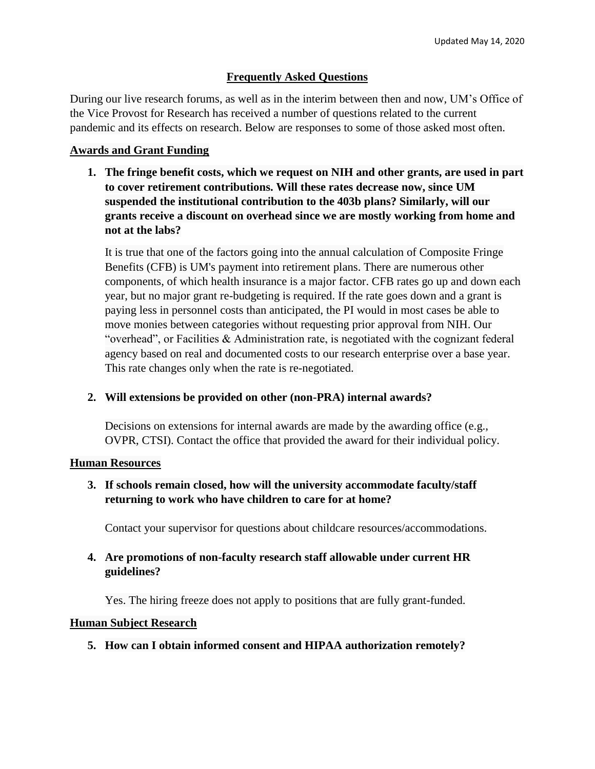Updated May 14, 2020

# Frequently Asked Questions

During our live research forums, as well as in the interim between then and now, UM's Office of the Vice Provost for Research has received a number of questions related to the current pandemic and its effects on research. Below are responses to some of those asked most often.

## Awards and Grant Funding

1. **The fringe benefit costs, which we request on NIH and other grants, are used in part to cover retirement contributions. Will these rates decrease now, since UM suspended the institutional contribution to the 403b plans? Similarly, will our grants receive a discount on overhead since we are mostly working from home and not at the labs?**

   It is true that one of the factors going into the annual calculation of Composite Fringe Benefits (CFB) is UM's payment into retirement plans. There are numerous other components, of which health insurance is a major factor. CFB rates go up and down each year, but no major grant re-budgeting is required. If the rate goes down and a grant is paying less in personnel costs than anticipated, the PI would in most cases be able to move monies between categories without requesting prior approval from NIH. Our "overhead", or Facilities & Administration rate, is negotiated with the cognizant federal agency based on real and documented costs to our research enterprise over a base year. This rate changes only when the rate is re-negotiated.

2. **Will extensions be provided on other (non-PRA) internal awards?**

   Decisions on extensions for internal awards are made by the awarding office (e.g., OVPR, CTSI). Contact the office that provided the award for their individual policy.

## Human Resources

3. **If schools remain closed, how will the university accommodate faculty/staff returning to work who have children to care for at home?**

   Contact your supervisor for questions about childcare resources/accommodations.

4. **Are promotions of non-faculty research staff allowable under current HR guidelines?**

   Yes. The hiring freeze does not apply to positions that are fully grant-funded.

## Human Subject Research

5. **How can I obtain informed consent and HIPAA authorization remotely?**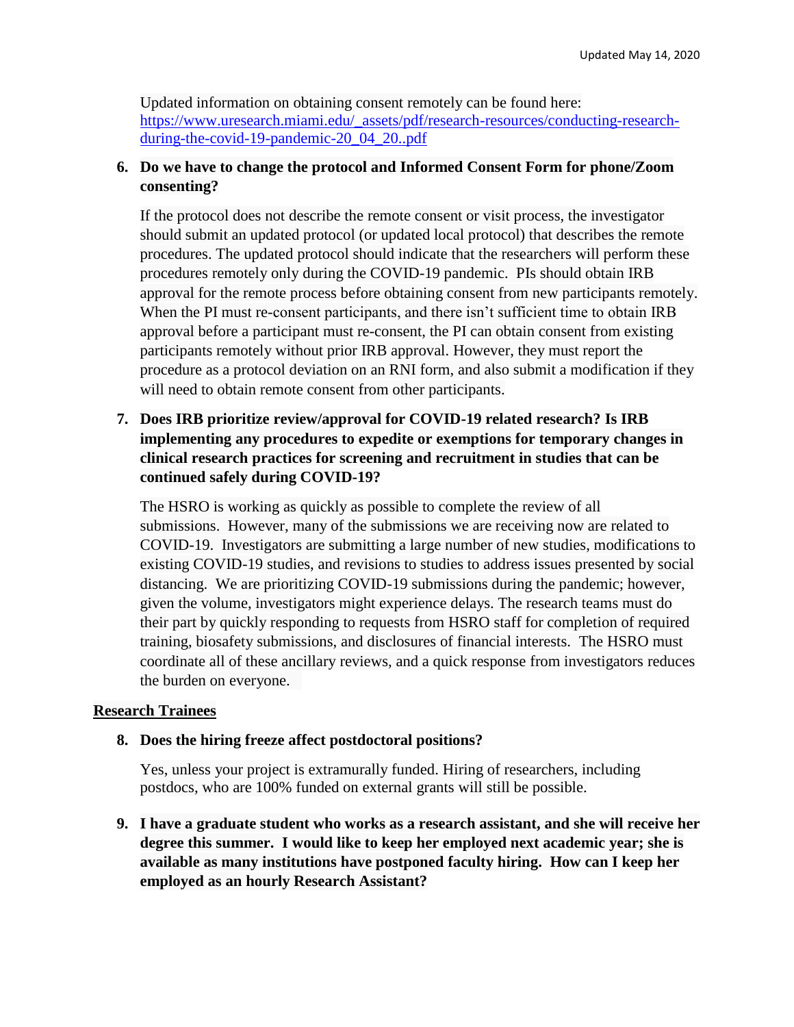Updated information on obtaining consent remotely can be found here: [https://www.uresearch.miami.edu/_assets/pdf/research-resources/conducting-research-during-the-covid-19-pandemic-20_04_20..pdf](https://www.uresearch.miami.edu/_assets/pdf/research-resources/conducting-research-during-the-covid-19-pandemic-20_04_20..pdf)

6. **Do we have to change the protocol and Informed Consent Form for phone/Zoom consenting?**

   If the protocol does not describe the remote consent or visit process, the investigator should submit an updated protocol (or updated local protocol) that describes the remote procedures. The updated protocol should indicate that the researchers will perform these procedures remotely only during the COVID-19 pandemic. PIs should obtain IRB approval for the remote process before obtaining consent from new participants remotely. When the PI must re-consent participants, and there isn't sufficient time to obtain IRB approval before a participant must re-consent, the PI can obtain consent from existing participants remotely without prior IRB approval. However, they must report the procedure as a protocol deviation on an RNI form, and also submit a modification if they will need to obtain remote consent from other participants.

7. **Does IRB prioritize review/approval for COVID-19 related research? Is IRB implementing any procedures to expedite or exemptions for temporary changes in clinical research practices for screening and recruitment in studies that can be continued safely during COVID-19?**

   The HSRO is working as quickly as possible to complete the review of all submissions. However, many of the submissions we are receiving now are related to COVID-19. Investigators are submitting a large number of new studies, modifications to existing COVID-19 studies, and revisions to studies to address issues presented by social distancing. We are prioritizing COVID-19 submissions during the pandemic; however, given the volume, investigators might experience delays. The research teams must do their part by quickly responding to requests from HSRO staff for completion of required training, biosafety submissions, and disclosures of financial interests. The HSRO must coordinate all of these ancillary reviews, and a quick response from investigators reduces the burden on everyone.

## Research Trainees

8. **Does the hiring freeze affect postdoctoral positions?**

   Yes, unless your project is extramurally funded. Hiring of researchers, including postdocs, who are 100% funded on external grants will still be possible.

9. **I have a graduate student who works as a research assistant, and she will receive her degree this summer. I would like to keep her employed next academic year; she is available as many institutions have postponed faculty hiring. How can I keep her employed as an hourly Research Assistant?**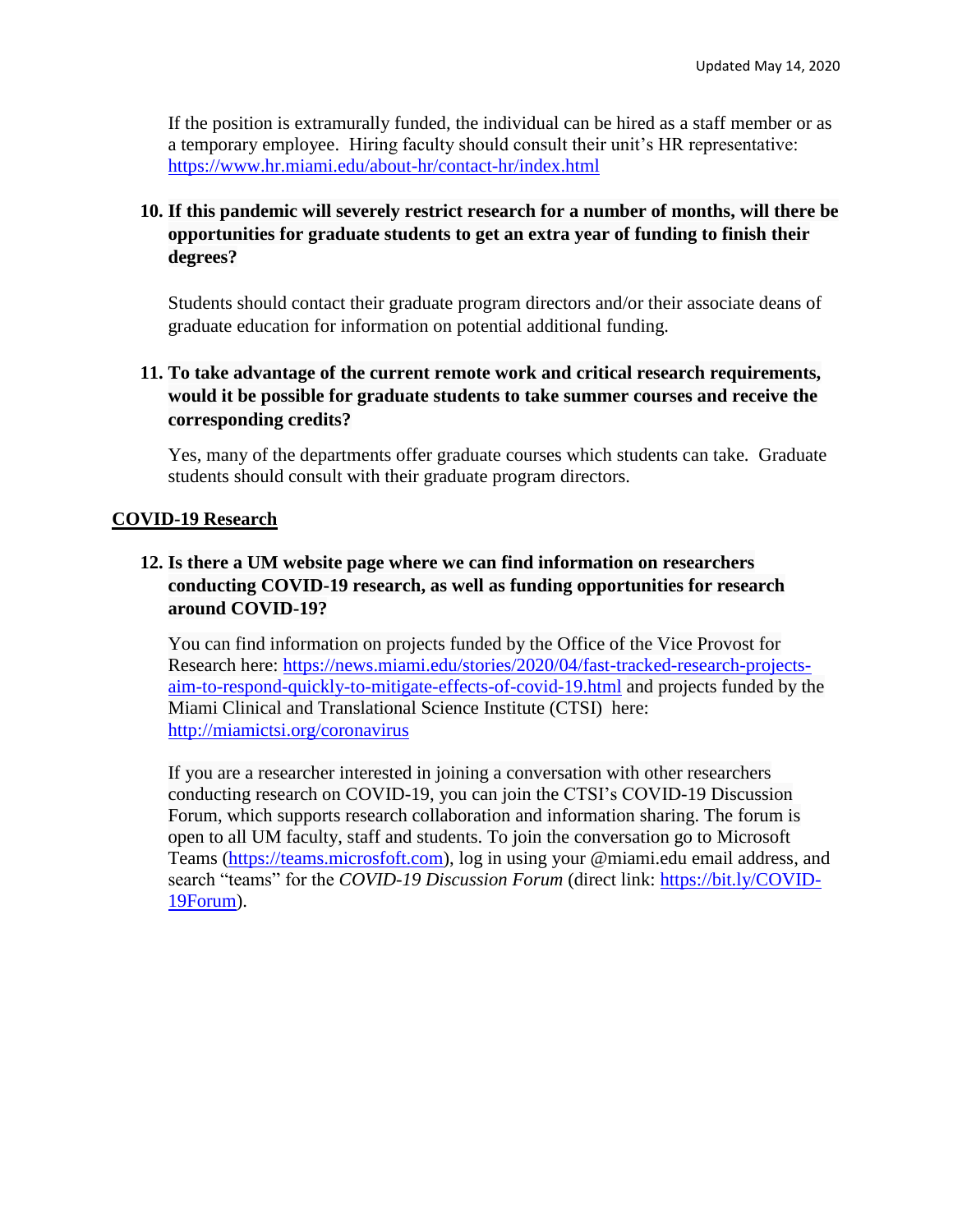If the position is extramurally funded, the individual can be hired as a staff member or as a temporary employee. Hiring faculty should consult their unit's HR representative: https://www.hr.miami.edu/about-hr/contact-hr/index.html

**10. If this pandemic will severely restrict research for a number of months, will there be opportunities for graduate students to get an extra year of funding to finish their degrees?**

Students should contact their graduate program directors and/or their associate deans of graduate education for information on potential additional funding.

**11. To take advantage of the current remote work and critical research requirements, would it be possible for graduate students to take summer courses and receive the corresponding credits?**

Yes, many of the departments offer graduate courses which students can take. Graduate students should consult with their graduate program directors.

## COVID-19 Research

**12. Is there a UM website page where we can find information on researchers conducting COVID-19 research, as well as funding opportunities for research around COVID-19?**

You can find information on projects funded by the Office of the Vice Provost for Research here: https://news.miami.edu/stories/2020/04/fast-tracked-research-projects-aim-to-respond-quickly-to-mitigate-effects-of-covid-19.html and projects funded by the Miami Clinical and Translational Science Institute (CTSI) here: http://miamictsi.org/coronavirus

If you are a researcher interested in joining a conversation with other researchers conducting research on COVID-19, you can join the CTSI's COVID-19 Discussion Forum, which supports research collaboration and information sharing. The forum is open to all UM faculty, staff and students. To join the conversation go to Microsoft Teams (https://teams.microsfoft.com), log in using your @miami.edu email address, and search "teams" for the *COVID-19 Discussion Forum* (direct link: https://bit.ly/COVID-19Forum).